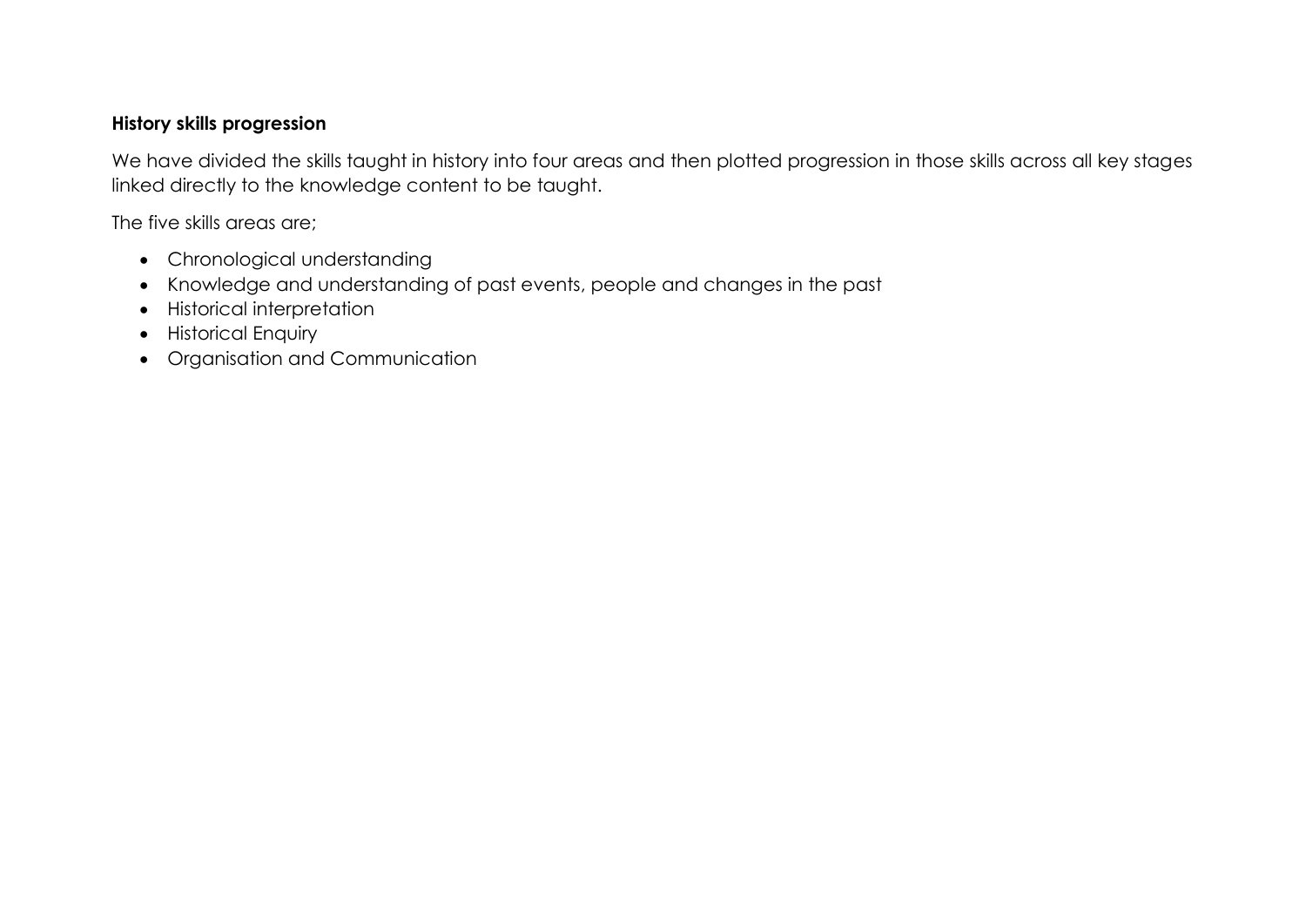**History skills progression**

We have divided the skills taught in history into four areas and then plotted progression in those skills across all key stages linked directly to the knowledge content to be taught.

The five skills areas are;

- Chronological understanding
- Knowledge and understanding of past events, people and changes in the past
- Historical interpretation
- Historical Enquiry
- Organisation and Communication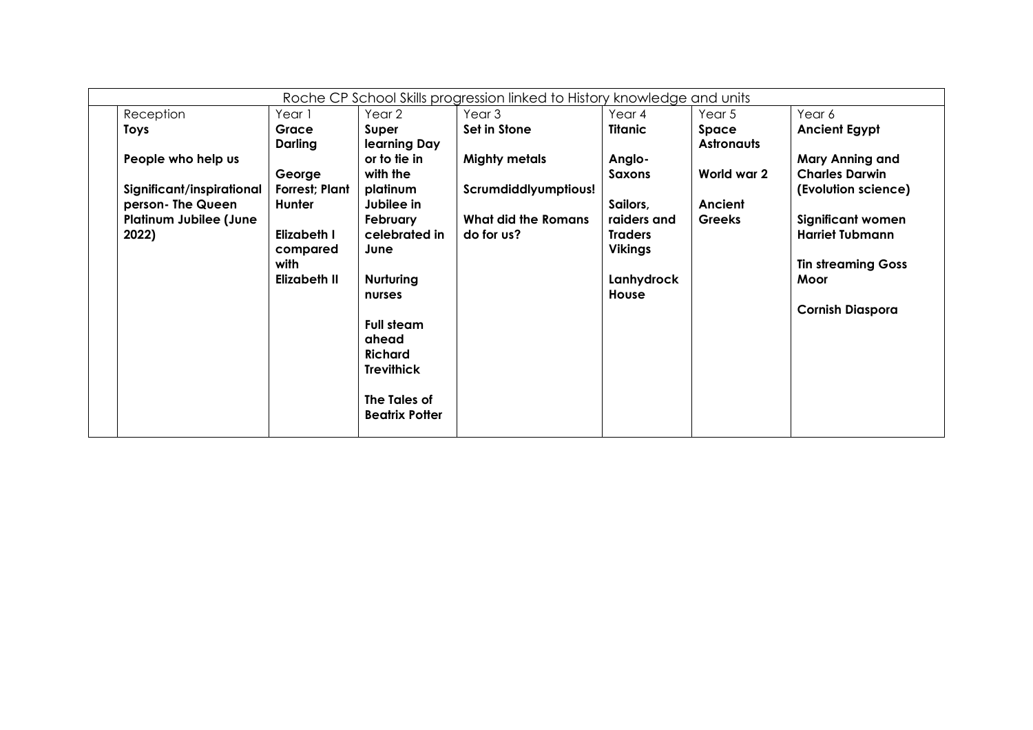| Roche CP School Skills progression linked to History knowledge and units | | | | | | | |
|---|---|---|---|---|---|---|---|
| | Reception | Year 1 | Year 2 | Year 3 | Year 4 | Year 5 | Year 6 |
| | **Toys**<br><br>**People who help us**<br><br>**Significant/inspirational person- The Queen Platinum Jubilee (June 2022)** | **Grace Darling**<br><br>**George Forrest; Plant Hunter**<br><br>**Elizabeth I compared with Elizabeth II** | **Super learning Day or to tie in with the platinum Jubilee in February celebrated in June**<br><br>**Nurturing nurses**<br><br>**Full steam ahead Richard Trevithick**<br><br>**The Tales of Beatrix Potter** | **Set in Stone**<br><br>**Mighty metals**<br><br>**Scrumdiddlyumptious!**<br><br>**What did the Romans do for us?** | **Titanic**<br><br>**Anglo-Saxons**<br><br>**Sailors, raiders and Traders Vikings**<br><br>**Lanhydrock House** | **Space Astronauts**<br><br>**World war 2**<br><br>**Ancient Greeks** | **Ancient Egypt**<br><br>**Mary Anning and Charles Darwin (Evolution science)**<br><br>**Significant women Harriet Tubmann**<br><br>**Tin streaming Goss Moor**<br><br>**Cornish Diaspora** |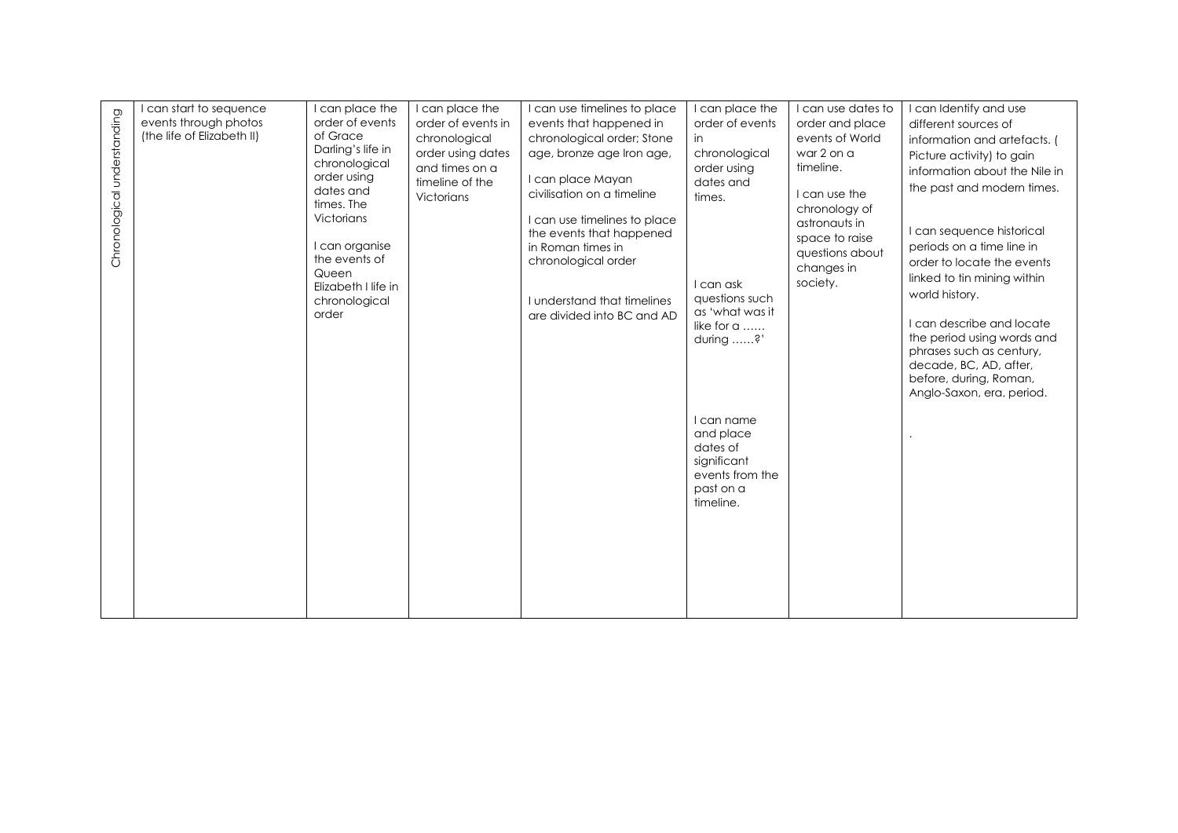| Chronological understanding | I can start to sequence events through photos (the life of Elizabeth II) | I can place the order of events of Grace Darling's life in chronological order using dates and times. The Victorians<br><br>I can organise the events of Queen Elizabeth I life in chronological order | I can place the order of events in chronological order using dates and times on a timeline of the Victorians | I can use timelines to place events that happened in chronological order; Stone age, bronze age Iron age,<br><br>I can place Mayan civilisation on a timeline<br><br>I can use timelines to place the events that happened in Roman times in chronological order<br><br>I understand that timelines are divided into BC and AD | I can place the order of events in chronological order using dates and times.<br><br>I can ask questions such as 'what was it like for a …… during ……?'<br><br>I can name and place dates of significant events from the past on a timeline. | I can use dates to order and place events of World war 2 on a timeline.<br><br>I can use the chronology of astronauts in space to raise questions about changes in society. | I can Identify and use different sources of information and artefacts. ( Picture activity) to gain information about the Nile in the past and modern times.<br><br>I can sequence historical periods on a time line in order to locate the events linked to tin mining within world history.<br><br>I can describe and locate the period using words and phrases such as century, decade, BC, AD, after, before, during, Roman, Anglo-Saxon, era, period.<br><br>. |
|---|---|---|---|---|---|---|---|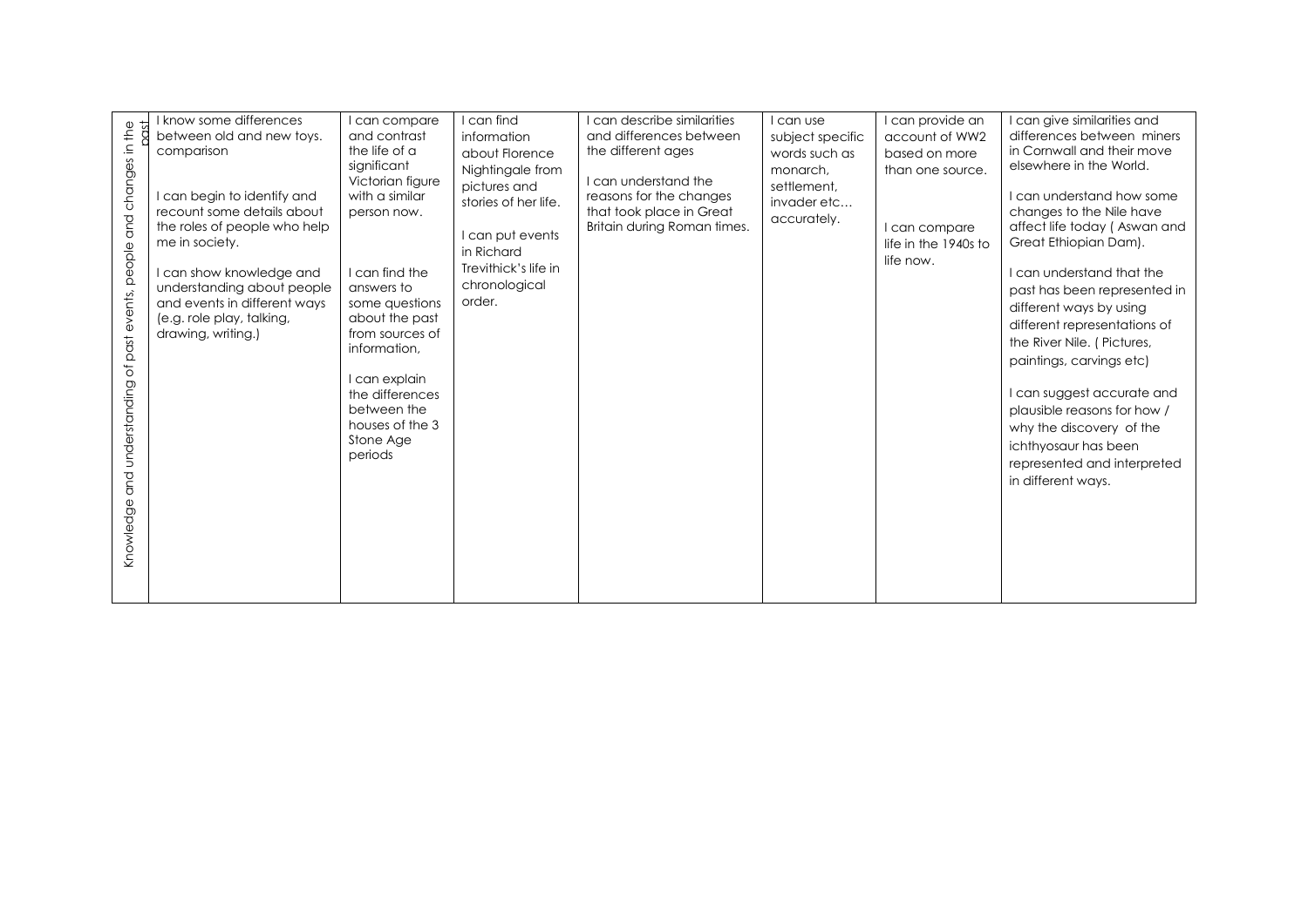| Knowledge and understanding of past events, people and changes in the past | I know some differences between old and new toys. comparison<br><br>I can begin to identify and recount some details about the roles of people who help me in society.<br><br>I can show knowledge and understanding about people and events in different ways (e.g. role play, talking, drawing, writing.) | I can compare and contrast the life of a significant Victorian figure with a similar person now.<br><br>I can find the answers to some questions about the past from sources of information,<br><br>I can explain the differences between the houses of the 3 Stone Age periods | I can find information about Florence Nightingale from pictures and stories of her life.<br><br>I can put events in Richard Trevithick's life in chronological order. | I can describe similarities and differences between the different ages<br><br>I can understand the reasons for the changes that took place in Great Britain during Roman times. | I can use subject specific words such as monarch, settlement, invader etc… accurately. | I can provide an account of WW2 based on more than one source.<br><br>I can compare life in the 1940s to life now. | I can give similarities and differences between miners in Cornwall and their move elsewhere in the World.<br><br>I can understand how some changes to the Nile have affect life today ( Aswan and Great Ethiopian Dam).<br><br>I can understand that the past has been represented in different ways by using different representations of the River Nile. ( Pictures, paintings, carvings etc)<br><br>I can suggest accurate and plausible reasons for how / why the discovery of the ichthyosaur has been represented and interpreted in different ways. |
|---|---|---|---|---|---|---|---|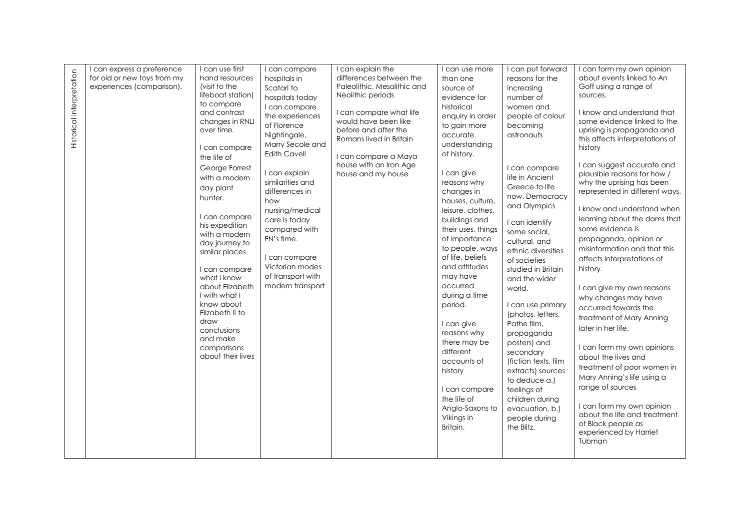| Historical interpretation | I can express a preference for old or new toys from my experiences (comparison). | I can use first hand resources (visit to the lifeboat station) to compare and contrast changes in RNLI over time.<br><br>I can compare the life of George Forrest with a modern day plant hunter.<br><br>I can compare his expedition with a modern day journey to similar places<br><br>I can compare what I know about Elizabeth I with what I know about Elizabeth II to draw conclusions and make comparisons about their lives | I can compare hospitals in Scatari to hospitals today<br>I can compare the experiences of Florence Nightingale, Marry Secole and Edith Cavell<br><br>I can explain similarities and differences in how nursing/medical care is today compared with FN's time.<br><br>I can compare Victorian modes of transport with modern transport | I can explain the differences between the Paleolithic, Mesolithic and Neolithic periods<br><br>I can compare what life would have been like before and after the Romans lived in Britain<br><br>I can compare a Maya house with an Iron Age house and my house | I can use more than one source of evidence for historical enquiry in order to gain more accurate understanding of history.<br><br>I can give reasons why changes in houses, culture, leisure, clothes, buildings and their uses, things of importance to people, ways of life, beliefs and attitudes may have occurred during a time period.<br><br>I can give reasons why there may be different accounts of history<br><br>I can compare the life of Anglo-Saxons to Vikings in Britain. | I can put forward reasons for the increasing number of women and people of colour becoming astronauts<br><br>I can compare life in Ancient Greece to life now. Democracy and Olympics<br><br>I can identify some social, cultural, and ethnic diversities of societies studied in Britain and the wider world.<br><br>I can use primary (photos, letters, Pathe film, propaganda posters) and secondary (fiction texts, film extracts) sources to deduce a.) feelings of children during evacuation, b.) people during the Blitz. | I can form my own opinion about events linked to An Goff using a range of sources.<br><br>I know and understand that some evidence linked to the uprising is propaganda and this affects interpretations of history<br><br>I can suggest accurate and plausible reasons for how / why the uprising has been represented in different ways.<br><br>I know and understand when learning about the dams that some evidence is propaganda, opinion or misinformation and that this affects interpretations of history.<br><br>I can give my own reasons why changes may have occurred towards the treatment of Mary Anning later in her life.<br><br>I can form my own opinions about the lives and treatment of poor women in Mary Anning's life using a range of sources<br><br>I can form my own opinion about the life and treatment of Black people as experienced by Harriet Tubman |
|---|---|---|---|---|---|---|---|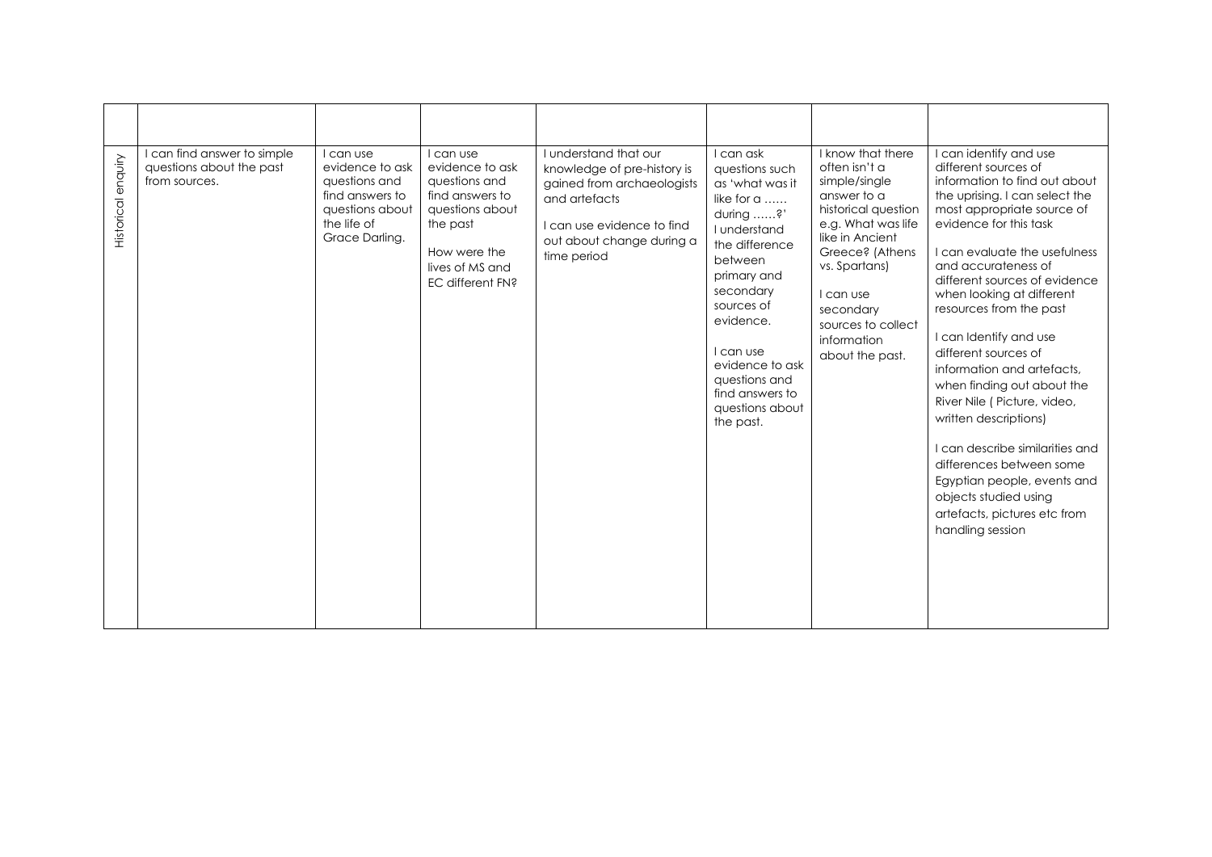| | | | | | | | |
|---|---|---|---|---|---|---|---|
| Historical enquiry | I can find answer to simple questions about the past from sources. | I can use evidence to ask questions and find answers to questions about the life of Grace Darling. | I can use evidence to ask questions and find answers to questions about the past<br><br>How were the lives of MS and EC different FN? | I understand that our knowledge of pre-history is gained from archaeologists and artefacts<br><br>I can use evidence to find out about change during a time period | I can ask questions such as 'what was it like for a …… during ……?'<br>I understand the difference between primary and secondary sources of evidence.<br><br>I can use evidence to ask questions and find answers to questions about the past. | I know that there often isn't a simple/single answer to a historical question e.g. What was life like in Ancient Greece? (Athens vs. Spartans)<br><br>I can use secondary sources to collect information about the past. | I can identify and use different sources of information to find out about the uprising. I can select the most appropriate source of evidence for this task<br><br>I can evaluate the usefulness and accurateness of different sources of evidence when looking at different resources from the past<br><br>I can Identify and use different sources of information and artefacts, when finding out about the River Nile ( Picture, video, written descriptions)<br><br>I can describe similarities and differences between some Egyptian people, events and objects studied using artefacts, pictures etc from handling session |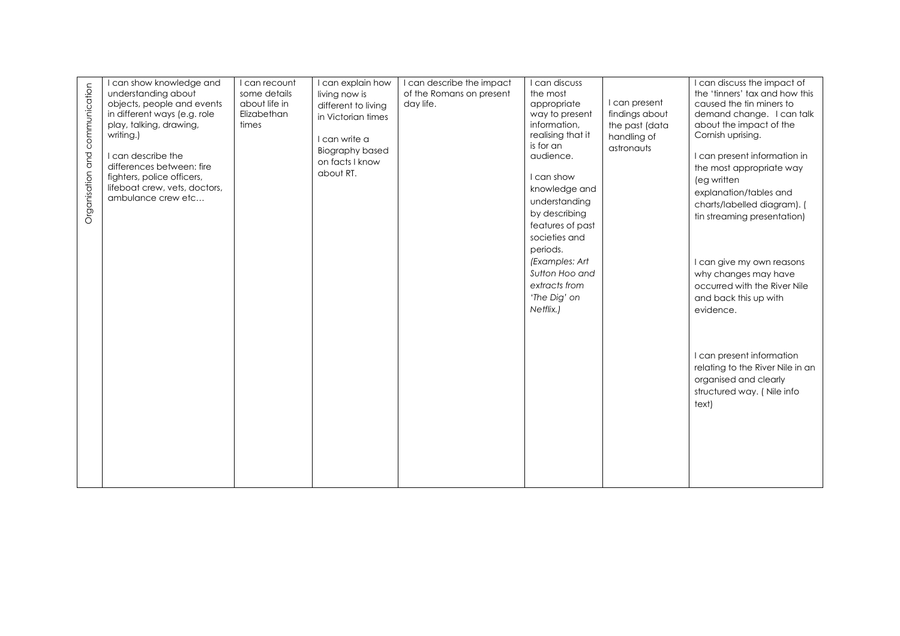| | | | | | | | |
|---|---|---|---|---|---|---|---|
| Organisation and communication | I can show knowledge and understanding about objects, people and events in different ways (e.g. role play, talking, drawing, writing.)<br><br>I can describe the differences between: fire fighters, police officers, lifeboat crew, vets, doctors, ambulance crew etc… | I can recount some details about life in Elizabethan times | I can explain how living now is different to living in Victorian times<br><br>I can write a Biography based on facts I know about RT. | I can describe the impact of the Romans on present day life. | I can discuss the most appropriate way to present information, realising that it is for an audience.<br><br>I can show knowledge and understanding by describing features of past societies and periods.<br>*(Examples: Art Sutton Hoo and extracts from 'The Dig' on Netflix.)* | I can present findings about the past (data handling of astronauts | I can discuss the impact of the 'tinners' tax and how this caused the tin miners to demand change. I can talk about the impact of the Cornish uprising.<br><br>I can present information in the most appropriate way (eg written explanation/tables and charts/labelled diagram). ( tin streaming presentation)<br><br>I can give my own reasons why changes may have occurred with the River Nile and back this up with evidence.<br><br>I can present information relating to the River Nile in an organised and clearly structured way. ( Nile info text) |